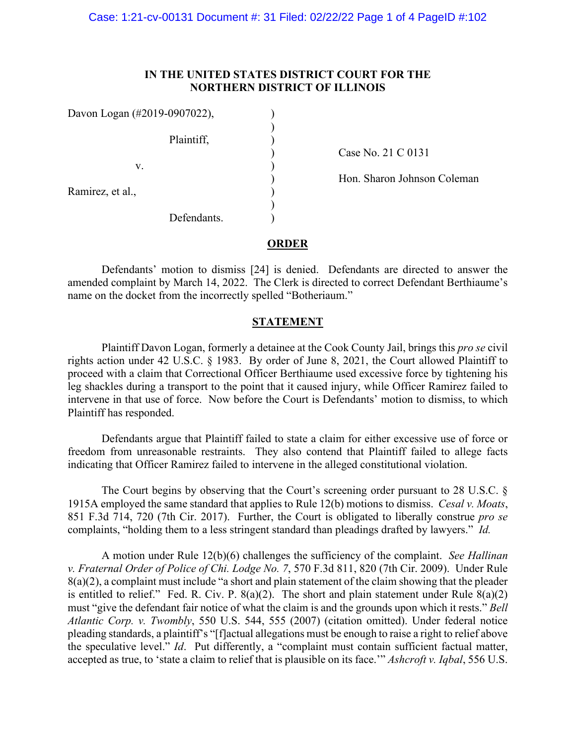**IN THE UNITED STATES DISTRICT COURT FOR THE NORTHERN DISTRICT OF ILLINOIS**

Davon Logan (#2019-0907022),

Plaintiff,

v.

Ramirez, et al.,

Defendants.

Case No. 21 C 0131

Hon. Sharon Johnson Coleman

**ORDER**

Defendants' motion to dismiss [24] is denied. Defendants are directed to answer the amended complaint by March 14, 2022. The Clerk is directed to correct Defendant Berthiaume's name on the docket from the incorrectly spelled "Botheriaum."

**STATEMENT**

Plaintiff Davon Logan, formerly a detainee at the Cook County Jail, brings this *pro se* civil rights action under 42 U.S.C. § 1983. By order of June 8, 2021, the Court allowed Plaintiff to proceed with a claim that Correctional Officer Berthiaume used excessive force by tightening his leg shackles during a transport to the point that it caused injury, while Officer Ramirez failed to intervene in that use of force. Now before the Court is Defendants' motion to dismiss, to which Plaintiff has responded.

Defendants argue that Plaintiff failed to state a claim for either excessive use of force or freedom from unreasonable restraints. They also contend that Plaintiff failed to allege facts indicating that Officer Ramirez failed to intervene in the alleged constitutional violation.

The Court begins by observing that the Court's screening order pursuant to 28 U.S.C. § 1915A employed the same standard that applies to Rule 12(b) motions to dismiss. *Cesal v. Moats*, 851 F.3d 714, 720 (7th Cir. 2017). Further, the Court is obligated to liberally construe *pro se* complaints, "holding them to a less stringent standard than pleadings drafted by lawyers." *Id.*

A motion under Rule 12(b)(6) challenges the sufficiency of the complaint. *See Hallinan v. Fraternal Order of Police of Chi. Lodge No. 7*, 570 F.3d 811, 820 (7th Cir. 2009). Under Rule 8(a)(2), a complaint must include "a short and plain statement of the claim showing that the pleader is entitled to relief." Fed. R. Civ. P. 8(a)(2). The short and plain statement under Rule 8(a)(2) must "give the defendant fair notice of what the claim is and the grounds upon which it rests." *Bell Atlantic Corp. v. Twombly*, 550 U.S. 544, 555 (2007) (citation omitted). Under federal notice pleading standards, a plaintiff's "[f]actual allegations must be enough to raise a right to relief above the speculative level." *Id*. Put differently, a "complaint must contain sufficient factual matter, accepted as true, to 'state a claim to relief that is plausible on its face.'" *Ashcroft v. Iqbal*, 556 U.S.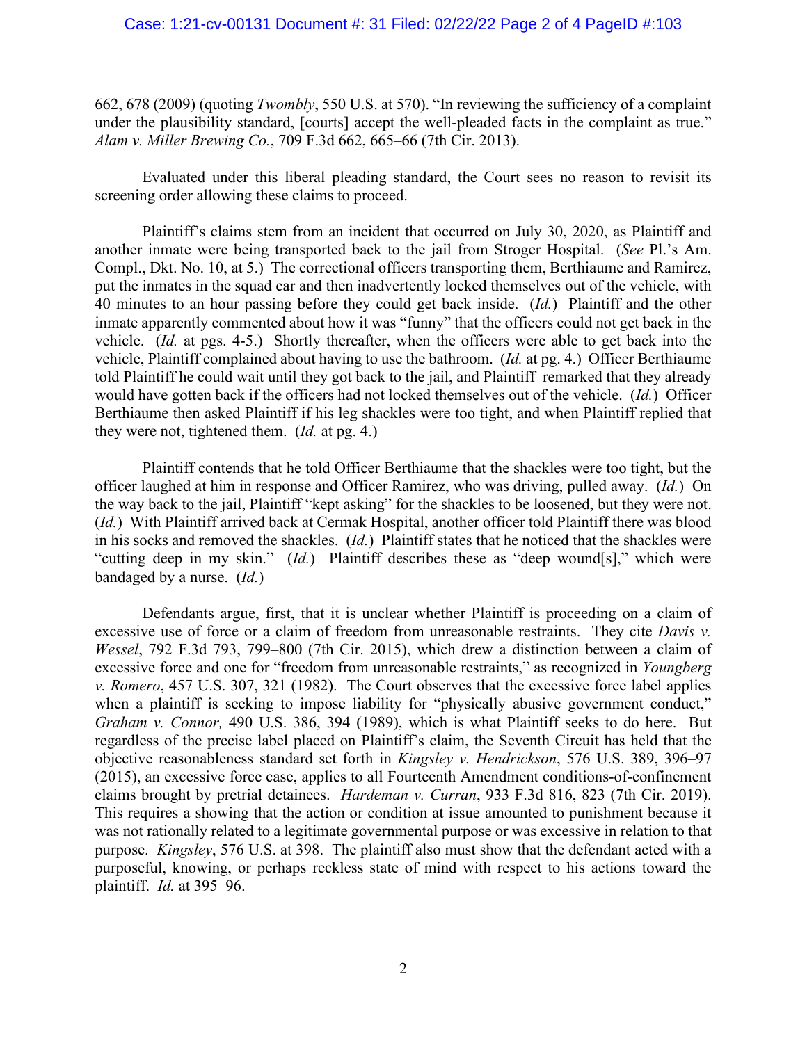662, 678 (2009) (quoting *Twombly*, 550 U.S. at 570). "In reviewing the sufficiency of a complaint under the plausibility standard, [courts] accept the well-pleaded facts in the complaint as true." *Alam v. Miller Brewing Co.*, 709 F.3d 662, 665–66 (7th Cir. 2013).

Evaluated under this liberal pleading standard, the Court sees no reason to revisit its screening order allowing these claims to proceed.

Plaintiff's claims stem from an incident that occurred on July 30, 2020, as Plaintiff and another inmate were being transported back to the jail from Stroger Hospital. (*See* Pl.'s Am. Compl., Dkt. No. 10, at 5.) The correctional officers transporting them, Berthiaume and Ramirez, put the inmates in the squad car and then inadvertently locked themselves out of the vehicle, with 40 minutes to an hour passing before they could get back inside. (*Id.*) Plaintiff and the other inmate apparently commented about how it was "funny" that the officers could not get back in the vehicle. (*Id.* at pgs. 4-5.) Shortly thereafter, when the officers were able to get back into the vehicle, Plaintiff complained about having to use the bathroom. (*Id.* at pg. 4.) Officer Berthiaume told Plaintiff he could wait until they got back to the jail, and Plaintiff remarked that they already would have gotten back if the officers had not locked themselves out of the vehicle. (*Id.*) Officer Berthiaume then asked Plaintiff if his leg shackles were too tight, and when Plaintiff replied that they were not, tightened them. (*Id.* at pg. 4.)

Plaintiff contends that he told Officer Berthiaume that the shackles were too tight, but the officer laughed at him in response and Officer Ramirez, who was driving, pulled away. (*Id.*) On the way back to the jail, Plaintiff "kept asking" for the shackles to be loosened, but they were not. (*Id.*) With Plaintiff arrived back at Cermak Hospital, another officer told Plaintiff there was blood in his socks and removed the shackles. (*Id.*) Plaintiff states that he noticed that the shackles were "cutting deep in my skin." (*Id.*) Plaintiff describes these as "deep wound[s]," which were bandaged by a nurse. (*Id.*)

Defendants argue, first, that it is unclear whether Plaintiff is proceeding on a claim of excessive use of force or a claim of freedom from unreasonable restraints. They cite *Davis v. Wessel*, 792 F.3d 793, 799–800 (7th Cir. 2015), which drew a distinction between a claim of excessive force and one for "freedom from unreasonable restraints," as recognized in *Youngberg v. Romero*, 457 U.S. 307, 321 (1982). The Court observes that the excessive force label applies when a plaintiff is seeking to impose liability for "physically abusive government conduct," *Graham v. Connor,* 490 U.S. 386, 394 (1989), which is what Plaintiff seeks to do here. But regardless of the precise label placed on Plaintiff's claim, the Seventh Circuit has held that the objective reasonableness standard set forth in *Kingsley v. Hendrickson*, 576 U.S. 389, 396–97 (2015), an excessive force case, applies to all Fourteenth Amendment conditions-of-confinement claims brought by pretrial detainees. *Hardeman v. Curran*, 933 F.3d 816, 823 (7th Cir. 2019). This requires a showing that the action or condition at issue amounted to punishment because it was not rationally related to a legitimate governmental purpose or was excessive in relation to that purpose. *Kingsley*, 576 U.S. at 398. The plaintiff also must show that the defendant acted with a purposeful, knowing, or perhaps reckless state of mind with respect to his actions toward the plaintiff. *Id.* at 395–96.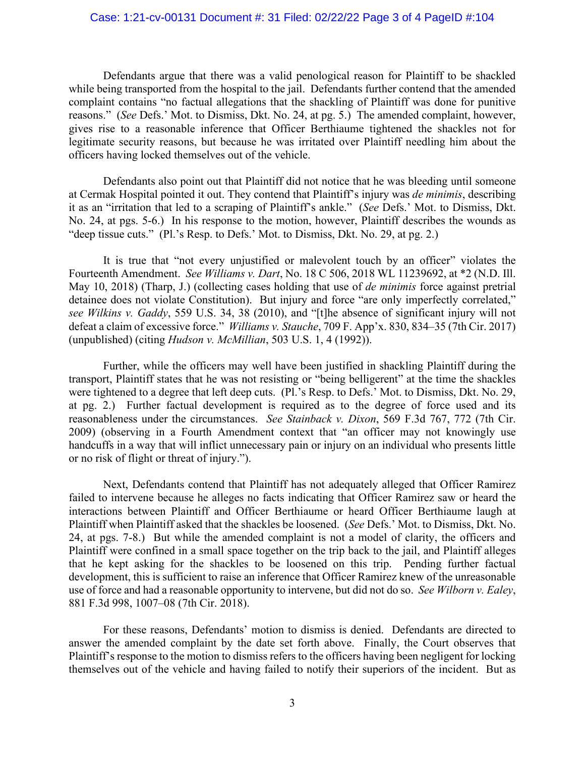Defendants argue that there was a valid penological reason for Plaintiff to be shackled while being transported from the hospital to the jail. Defendants further contend that the amended complaint contains "no factual allegations that the shackling of Plaintiff was done for punitive reasons." (*See* Defs.' Mot. to Dismiss, Dkt. No. 24, at pg. 5.) The amended complaint, however, gives rise to a reasonable inference that Officer Berthiaume tightened the shackles not for legitimate security reasons, but because he was irritated over Plaintiff needling him about the officers having locked themselves out of the vehicle.

Defendants also point out that Plaintiff did not notice that he was bleeding until someone at Cermak Hospital pointed it out. They contend that Plaintiff's injury was *de minimis*, describing it as an "irritation that led to a scraping of Plaintiff's ankle." (*See* Defs.' Mot. to Dismiss, Dkt. No. 24, at pgs. 5-6.) In his response to the motion, however, Plaintiff describes the wounds as "deep tissue cuts." (Pl.'s Resp. to Defs.' Mot. to Dismiss, Dkt. No. 29, at pg. 2.)

It is true that "not every unjustified or malevolent touch by an officer" violates the Fourteenth Amendment. *See Williams v. Dart*, No. 18 C 506, 2018 WL 11239692, at *2 (N.D. Ill. May 10, 2018) (Tharp, J.) (collecting cases holding that use of *de minimis* force against pretrial detainee does not violate Constitution). But injury and force "are only imperfectly correlated," *see Wilkins v. Gaddy*, 559 U.S. 34, 38 (2010), and "[t]he absence of significant injury will not defeat a claim of excessive force." *Williams v. Stauche*, 709 F. App'x. 830, 834–35 (7th Cir. 2017) (unpublished) (citing *Hudson v. McMillian*, 503 U.S. 1, 4 (1992)).

Further, while the officers may well have been justified in shackling Plaintiff during the transport, Plaintiff states that he was not resisting or "being belligerent" at the time the shackles were tightened to a degree that left deep cuts. (Pl.'s Resp. to Defs.' Mot. to Dismiss, Dkt. No. 29, at pg. 2.) Further factual development is required as to the degree of force used and its reasonableness under the circumstances. *See Stainback v. Dixon*, 569 F.3d 767, 772 (7th Cir. 2009) (observing in a Fourth Amendment context that "an officer may not knowingly use handcuffs in a way that will inflict unnecessary pain or injury on an individual who presents little or no risk of flight or threat of injury.").

Next, Defendants contend that Plaintiff has not adequately alleged that Officer Ramirez failed to intervene because he alleges no facts indicating that Officer Ramirez saw or heard the interactions between Plaintiff and Officer Berthiaume or heard Officer Berthiaume laugh at Plaintiff when Plaintiff asked that the shackles be loosened. (*See* Defs.' Mot. to Dismiss, Dkt. No. 24, at pgs. 7-8.) But while the amended complaint is not a model of clarity, the officers and Plaintiff were confined in a small space together on the trip back to the jail, and Plaintiff alleges that he kept asking for the shackles to be loosened on this trip. Pending further factual development, this is sufficient to raise an inference that Officer Ramirez knew of the unreasonable use of force and had a reasonable opportunity to intervene, but did not do so. *See Wilborn v. Ealey*, 881 F.3d 998, 1007–08 (7th Cir. 2018).

For these reasons, Defendants' motion to dismiss is denied. Defendants are directed to answer the amended complaint by the date set forth above. Finally, the Court observes that Plaintiff's response to the motion to dismiss refers to the officers having been negligent for locking themselves out of the vehicle and having failed to notify their superiors of the incident. But as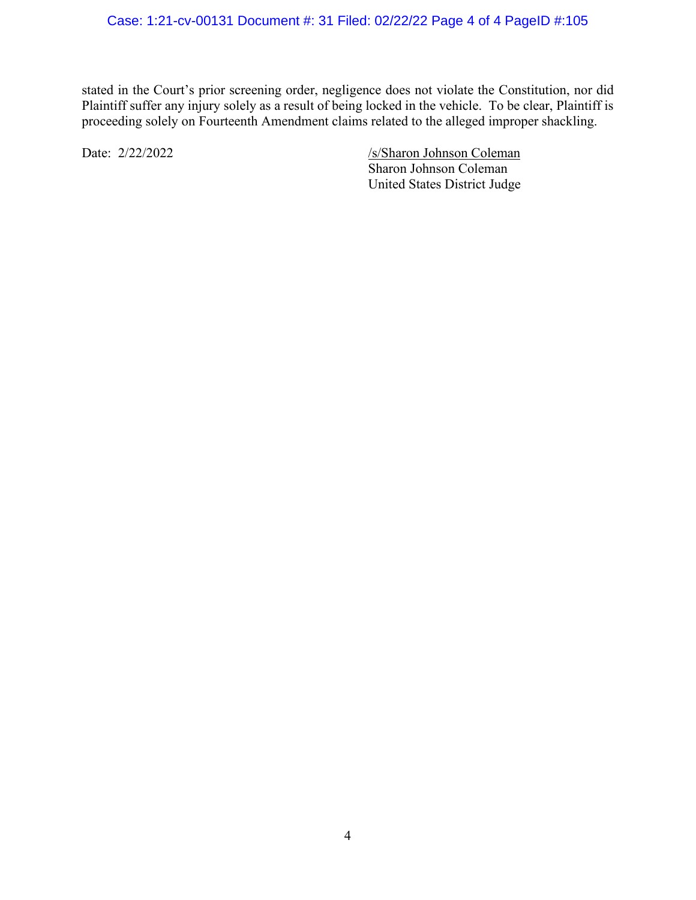stated in the Court's prior screening order, negligence does not violate the Constitution, nor did Plaintiff suffer any injury solely as a result of being locked in the vehicle. To be clear, Plaintiff is proceeding solely on Fourteenth Amendment claims related to the alleged improper shackling.

Date: 2/22/2022

/s/Sharon Johnson Coleman
Sharon Johnson Coleman
United States District Judge